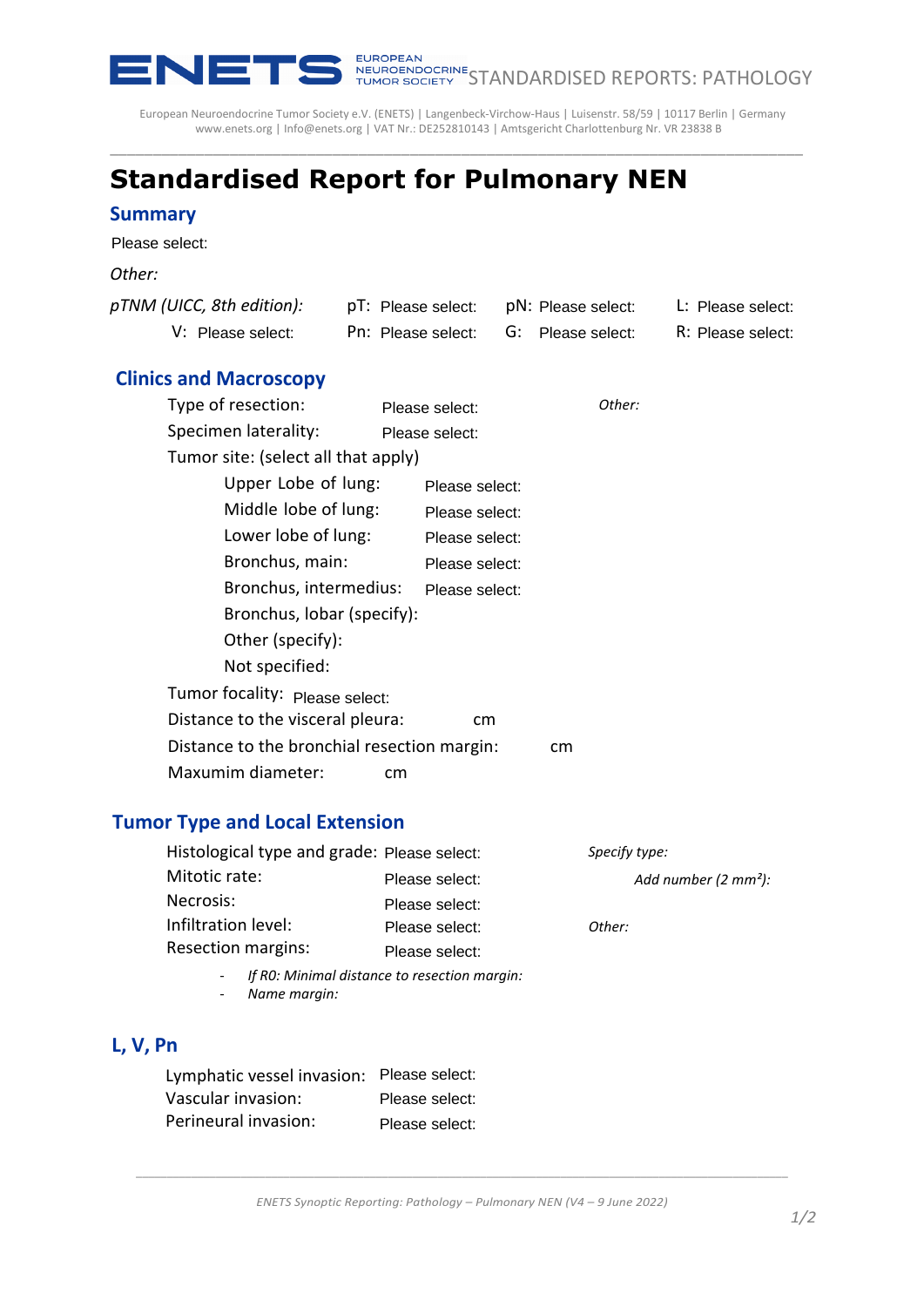# Standardised Report for Pulmonary NEN

## Summary

Please select:

*Other:*

| *pTNM (UICC, 8th edition):* | pT: Please select: | pN: Please select: | L: Please select: |
|---|---|---|---|
| V: Please select: | Pn: Please select: | G: Please select: | R: Please select: |

## Clinics and Macroscopy

Type of resection: Please select: *Other:*

Specimen laterality: Please select:

Tumor site: (select all that apply)

- Upper Lobe of lung: Please select:
- Middle lobe of lung: Please select:
- Lower lobe of lung: Please select:
- Bronchus, main: Please select:
- Bronchus, intermedius: Please select:
- Bronchus, lobar (specify):
- Other (specify):
- Not specified:

Tumor focality: Please select:

Distance to the visceral pleura: cm

Distance to the bronchial resection margin: cm

Maxumim diameter: cm

## Tumor Type and Local Extension

Histological type and grade: Please select: *Specify type:*

Mitotic rate: Please select: *Add number (2 mm²):*

Necrosis: Please select:

Infiltration level: Please select: *Other:*

Resection margins: Please select:

- *If R0: Minimal distance to resection margin:*
- *Name margin:*

## L, V, Pn

Lymphatic vessel invasion: Please select:

Vascular invasion: Please select:

Perineural invasion: Please select: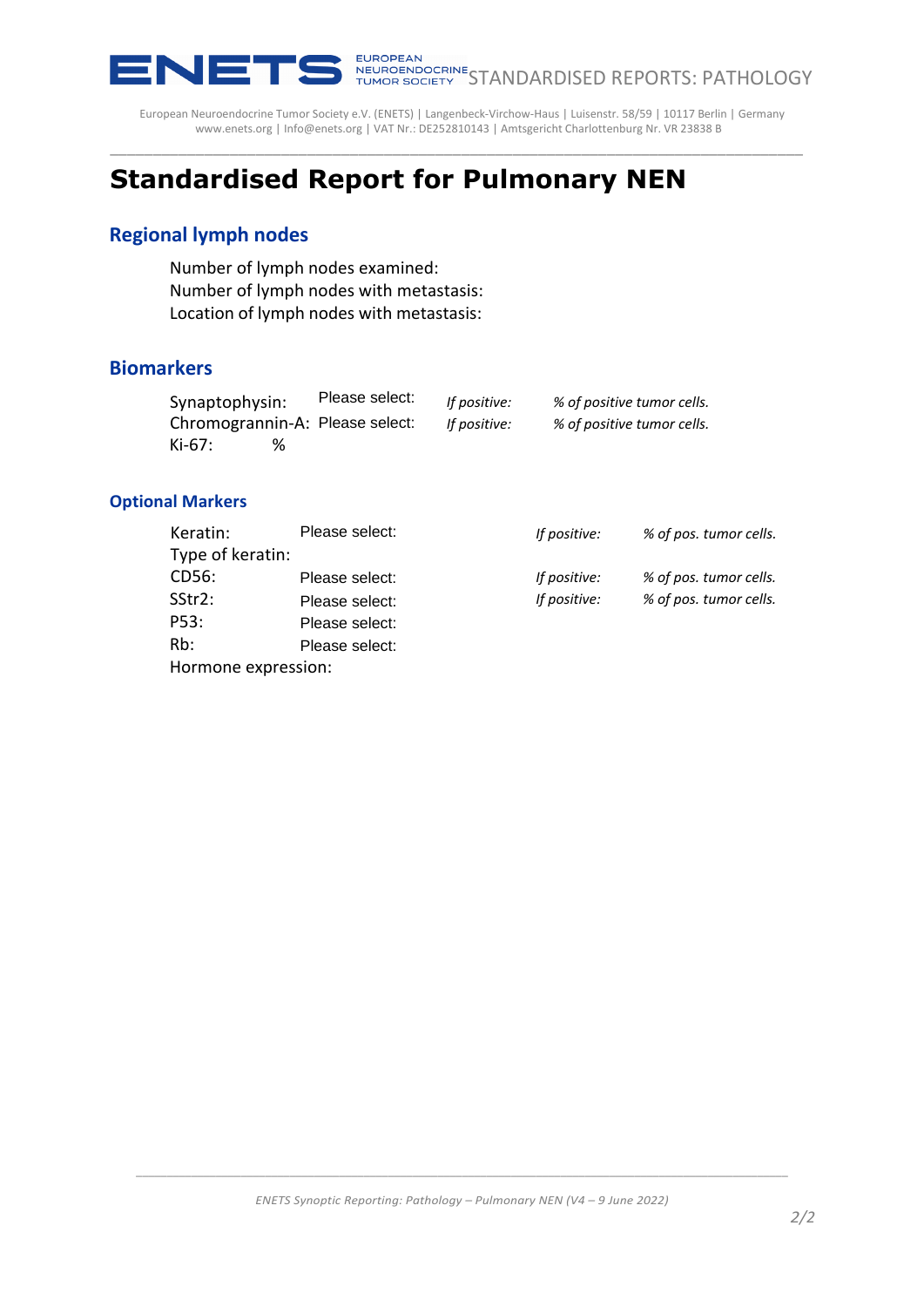# Standardised Report for Pulmonary NEN

## Regional lymph nodes

Number of lymph nodes examined:
Number of lymph nodes with metastasis:
Location of lymph nodes with metastasis:

## Biomarkers

| | | | |
|---|---|---|---|
| Synaptophysin: | Please select: | *If positive:* | *% of positive tumor cells.* |
| Chromogrannin-A: | Please select: | *If positive:* | *% of positive tumor cells.* |
| Ki-67: % | | | |

### Optional Markers

| | | | |
|---|---|---|---|
| Keratin: | Please select: | *If positive:* | *% of pos. tumor cells.* |
| Type of keratin: | | | |
| CD56: | Please select: | *If positive:* | *% of pos. tumor cells.* |
| SStr2: | Please select: | *If positive:* | *% of pos. tumor cells.* |
| P53: | Please select: | | |
| Rb: | Please select: | | |
| Hormone expression: | | | |